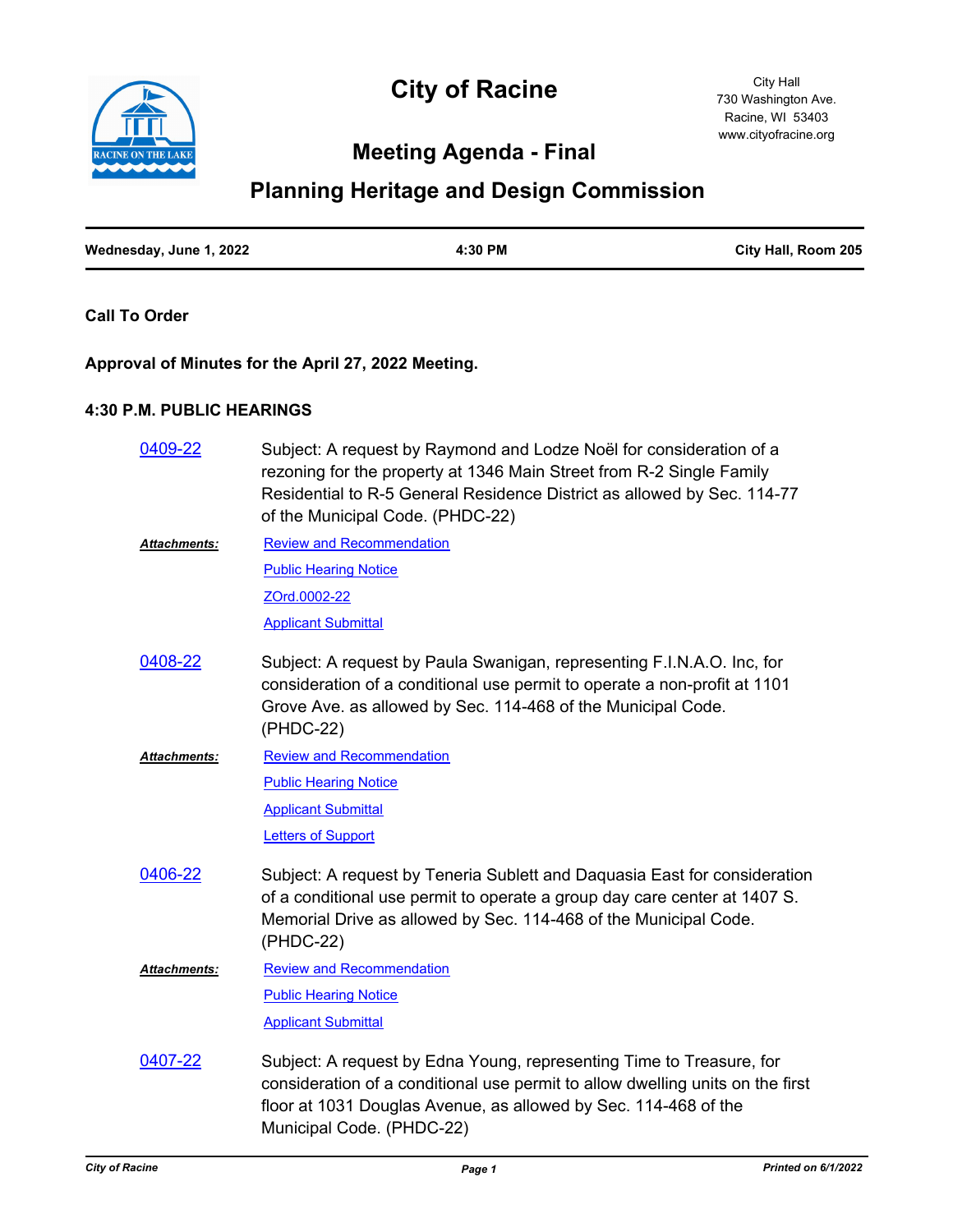# City of Racine

City Hall
730 Washington Ave.
Racine, WI 53403
www.cityofracine.org

## Meeting Agenda - Final

## Planning Heritage and Design Commission

| Wednesday, June 1, 2022 | 4:30 PM | City Hall, Room 205 |
| --- | --- | --- |

**Call To Order**

**Approval of Minutes for the April 27, 2022 Meeting.**

**4:30 P.M. PUBLIC HEARINGS**

0409-22

Subject: A request by Raymond and Lodze Noël for consideration of a rezoning for the property at 1346 Main Street from R-2 Single Family Residential to R-5 General Residence District as allowed by Sec. 114-77 of the Municipal Code. (PHDC-22)

***Attachments:*** Review and Recommendation
Public Hearing Notice
ZOrd.0002-22
Applicant Submittal

0408-22

Subject: A request by Paula Swanigan, representing F.I.N.A.O. Inc, for consideration of a conditional use permit to operate a non-profit at 1101 Grove Ave. as allowed by Sec. 114-468 of the Municipal Code. (PHDC-22)

***Attachments:*** Review and Recommendation
Public Hearing Notice
Applicant Submittal
Letters of Support

0406-22

Subject: A request by Teneria Sublett and Daquasia East for consideration of a conditional use permit to operate a group day care center at 1407 S. Memorial Drive as allowed by Sec. 114-468 of the Municipal Code. (PHDC-22)

***Attachments:*** Review and Recommendation
Public Hearing Notice
Applicant Submittal

0407-22

Subject: A request by Edna Young, representing Time to Treasure, for consideration of a conditional use permit to allow dwelling units on the first floor at 1031 Douglas Avenue, as allowed by Sec. 114-468 of the Municipal Code. (PHDC-22)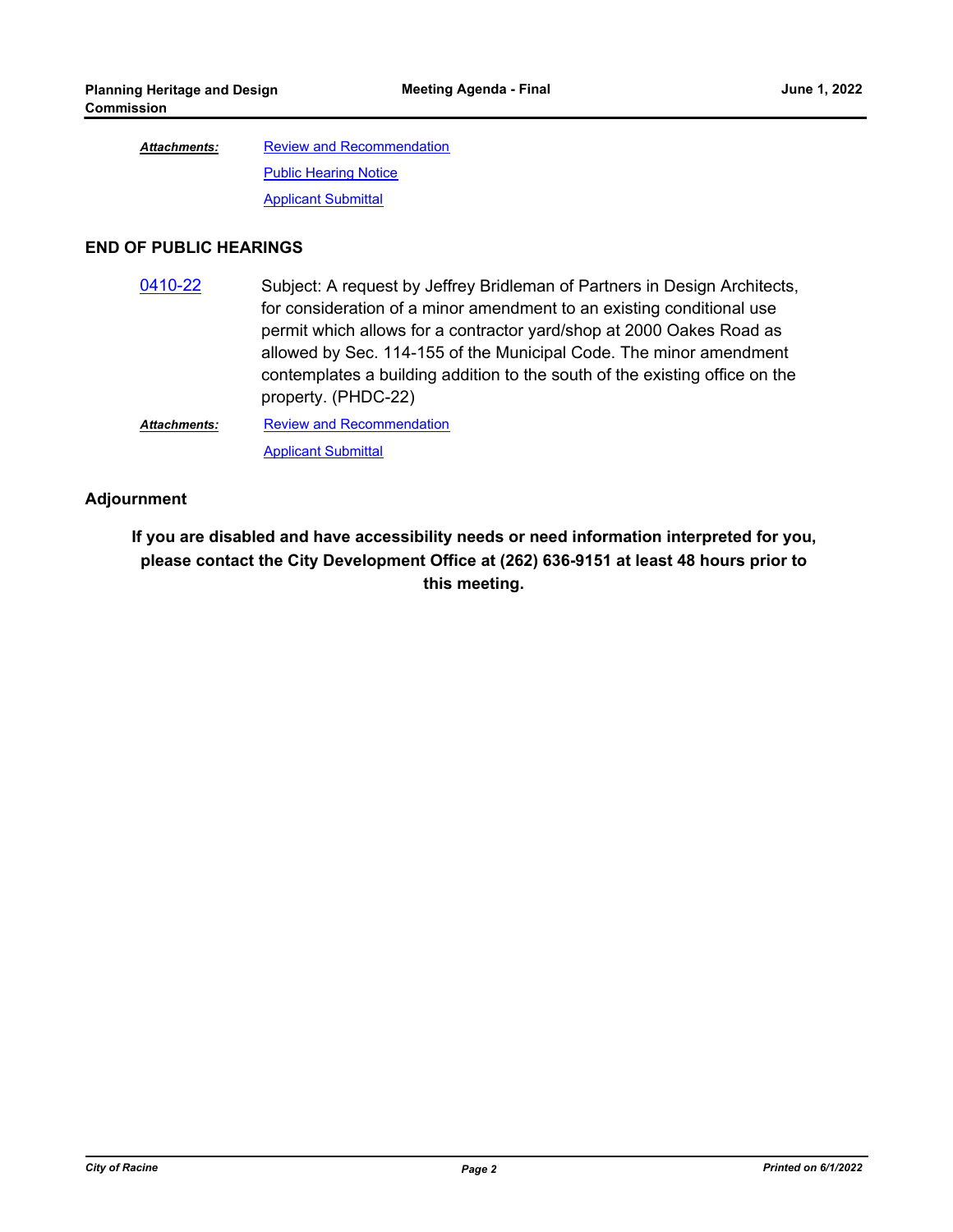***Attachments:*** Review and Recommendation

Public Hearing Notice

Applicant Submittal

**END OF PUBLIC HEARINGS**

0410-22 Subject: A request by Jeffrey Bridleman of Partners in Design Architects, for consideration of a minor amendment to an existing conditional use permit which allows for a contractor yard/shop at 2000 Oakes Road as allowed by Sec. 114-155 of the Municipal Code. The minor amendment contemplates a building addition to the south of the existing office on the property. (PHDC-22)

***Attachments:*** Review and Recommendation

Applicant Submittal

**Adjournment**

**If you are disabled and have accessibility needs or need information interpreted for you, please contact the City Development Office at (262) 636-9151 at least 48 hours prior to this meeting.**